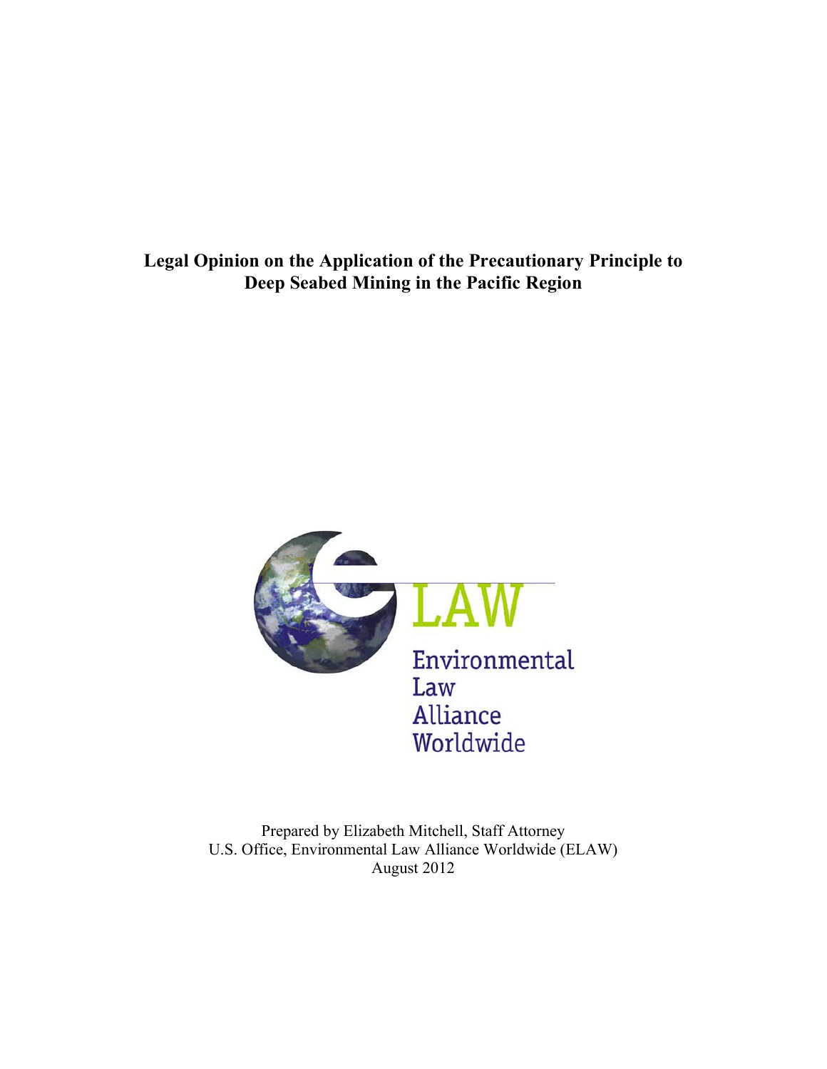# Legal Opinion on the Application of the Precautionary Principle to Deep Seabed Mining in the Pacific Region

LAW

Environmental Law Alliance Worldwide

Prepared by Elizabeth Mitchell, Staff Attorney
U.S. Office, Environmental Law Alliance Worldwide (ELAW)
August 2012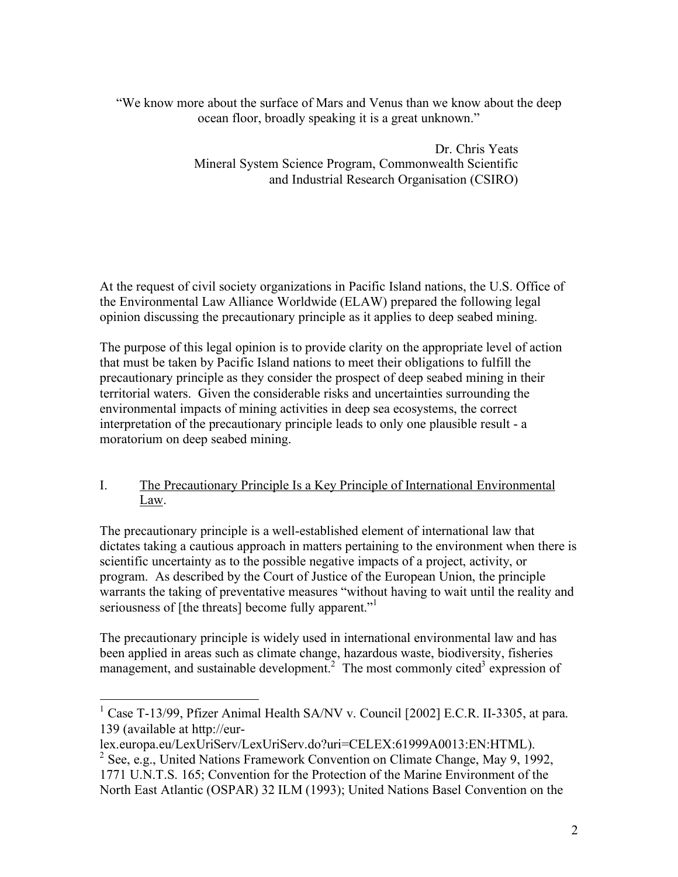"We know more about the surface of Mars and Venus than we know about the deep ocean floor, broadly speaking it is a great unknown."

Dr. Chris Yeats
Mineral System Science Program, Commonwealth Scientific and Industrial Research Organisation (CSIRO)

At the request of civil society organizations in Pacific Island nations, the U.S. Office of the Environmental Law Alliance Worldwide (ELAW) prepared the following legal opinion discussing the precautionary principle as it applies to deep seabed mining.

The purpose of this legal opinion is to provide clarity on the appropriate level of action that must be taken by Pacific Island nations to meet their obligations to fulfill the precautionary principle as they consider the prospect of deep seabed mining in their territorial waters. Given the considerable risks and uncertainties surrounding the environmental impacts of mining activities in deep sea ecosystems, the correct interpretation of the precautionary principle leads to only one plausible result - a moratorium on deep seabed mining.

## I. The Precautionary Principle Is a Key Principle of International Environmental Law.

The precautionary principle is a well-established element of international law that dictates taking a cautious approach in matters pertaining to the environment when there is scientific uncertainty as to the possible negative impacts of a project, activity, or program. As described by the Court of Justice of the European Union, the principle warrants the taking of preventative measures "without having to wait until the reality and seriousness of [the threats] become fully apparent."[1]

The precautionary principle is widely used in international environmental law and has been applied in areas such as climate change, hazardous waste, biodiversity, fisheries management, and sustainable development.[2] The most commonly cited[3] expression of

---

[1] Case T-13/99, Pfizer Animal Health SA/NV v. Council [2002] E.C.R. II-3305, at para. 139 (available at http://eur-lex.europa.eu/LexUriServ/LexUriServ.do?uri=CELEX:61999A0013:EN:HTML).

[2] See, e.g., United Nations Framework Convention on Climate Change, May 9, 1992, 1771 U.N.T.S. 165; Convention for the Protection of the Marine Environment of the North East Atlantic (OSPAR) 32 ILM (1993); United Nations Basel Convention on the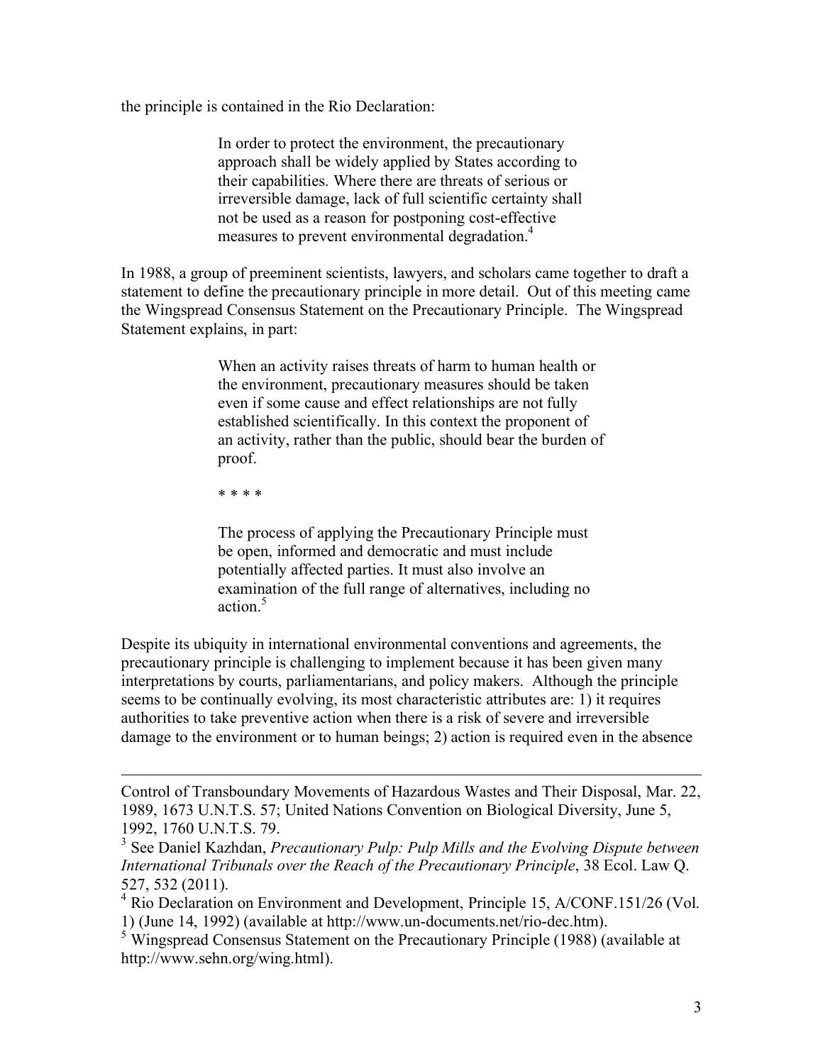the principle is contained in the Rio Declaration:

> In order to protect the environment, the precautionary approach shall be widely applied by States according to their capabilities. Where there are threats of serious or irreversible damage, lack of full scientific certainty shall not be used as a reason for postponing cost-effective measures to prevent environmental degradation.[4]

In 1988, a group of preeminent scientists, lawyers, and scholars came together to draft a statement to define the precautionary principle in more detail. Out of this meeting came the Wingspread Consensus Statement on the Precautionary Principle. The Wingspread Statement explains, in part:

> When an activity raises threats of harm to human health or the environment, precautionary measures should be taken even if some cause and effect relationships are not fully established scientifically. In this context the proponent of an activity, rather than the public, should bear the burden of proof.
>
> * * * *
>
> The process of applying the Precautionary Principle must be open, informed and democratic and must include potentially affected parties. It must also involve an examination of the full range of alternatives, including no action.[5]

Despite its ubiquity in international environmental conventions and agreements, the precautionary principle is challenging to implement because it has been given many interpretations by courts, parliamentarians, and policy makers. Although the principle seems to be continually evolving, its most characteristic attributes are: 1) it requires authorities to take preventive action when there is a risk of severe and irreversible damage to the environment or to human beings; 2) action is required even in the absence

---

Control of Transboundary Movements of Hazardous Wastes and Their Disposal, Mar. 22, 1989, 1673 U.N.T.S. 57; United Nations Convention on Biological Diversity, June 5, 1992, 1760 U.N.T.S. 79.

[3] See Daniel Kazhdan, *Precautionary Pulp: Pulp Mills and the Evolving Dispute between International Tribunals over the Reach of the Precautionary Principle*, 38 Ecol. Law Q. 527, 532 (2011).

[4] Rio Declaration on Environment and Development, Principle 15, A/CONF.151/26 (Vol. 1) (June 14, 1992) (available at http://www.un-documents.net/rio-dec.htm).

[5] Wingspread Consensus Statement on the Precautionary Principle (1988) (available at http://www.sehn.org/wing.html).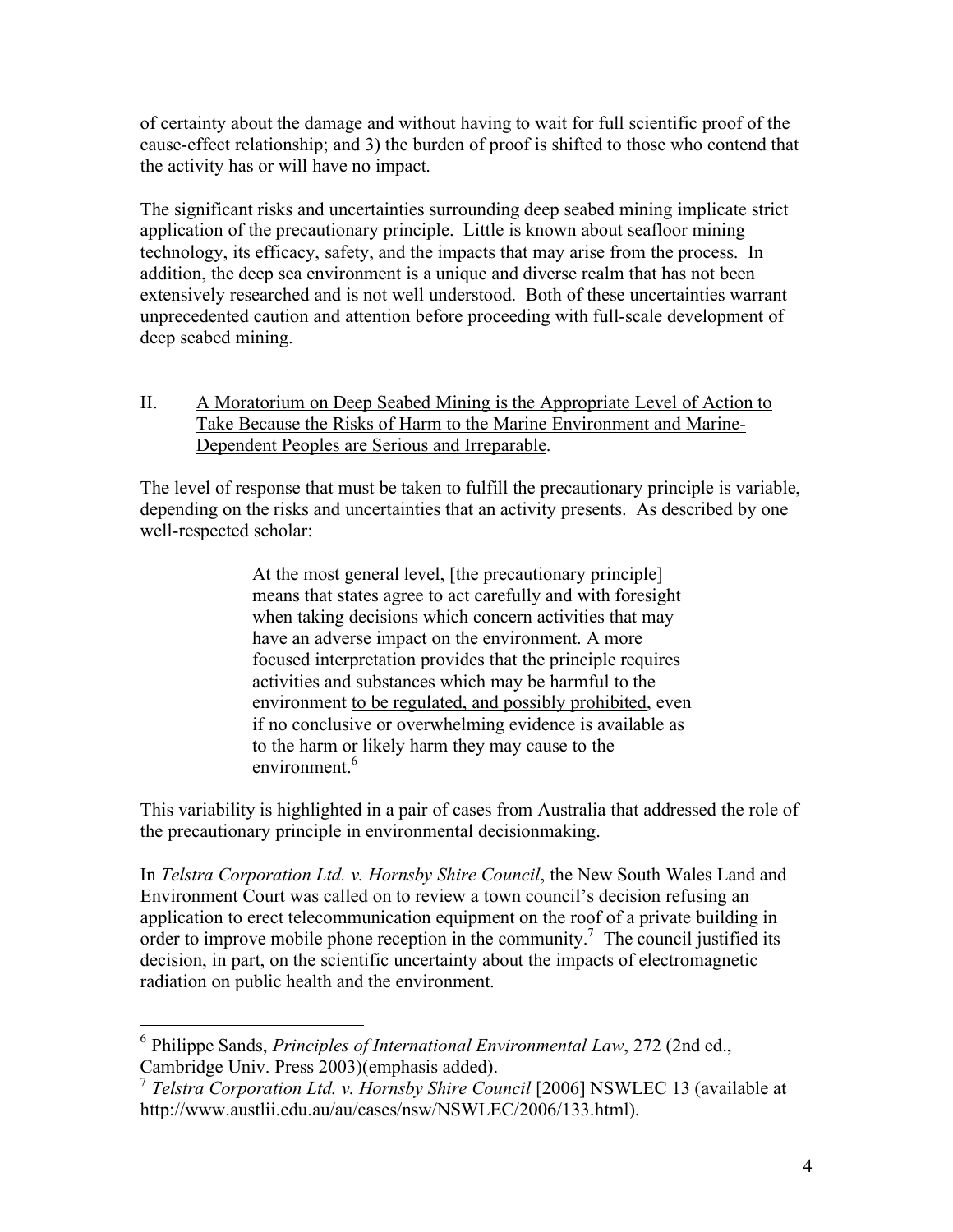of certainty about the damage and without having to wait for full scientific proof of the cause-effect relationship; and 3) the burden of proof is shifted to those who contend that the activity has or will have no impact.

The significant risks and uncertainties surrounding deep seabed mining implicate strict application of the precautionary principle. Little is known about seafloor mining technology, its efficacy, safety, and the impacts that may arise from the process. In addition, the deep sea environment is a unique and diverse realm that has not been extensively researched and is not well understood. Both of these uncertainties warrant unprecedented caution and attention before proceeding with full-scale development of deep seabed mining.

## II. <u>A Moratorium on Deep Seabed Mining is the Appropriate Level of Action to Take Because the Risks of Harm to the Marine Environment and Marine-Dependent Peoples are Serious and Irreparable</u>.

The level of response that must be taken to fulfill the precautionary principle is variable, depending on the risks and uncertainties that an activity presents. As described by one well-respected scholar:

> At the most general level, [the precautionary principle] means that states agree to act carefully and with foresight when taking decisions which concern activities that may have an adverse impact on the environment. A more focused interpretation provides that the principle requires activities and substances which may be harmful to the environment <u>to be regulated, and possibly prohibited</u>, even if no conclusive or overwhelming evidence is available as to the harm or likely harm they may cause to the environment.[6]

This variability is highlighted in a pair of cases from Australia that addressed the role of the precautionary principle in environmental decisionmaking.

In *Telstra Corporation Ltd. v. Hornsby Shire Council*, the New South Wales Land and Environment Court was called on to review a town council's decision refusing an application to erect telecommunication equipment on the roof of a private building in order to improve mobile phone reception in the community.[7] The council justified its decision, in part, on the scientific uncertainty about the impacts of electromagnetic radiation on public health and the environment.

---

[6] Philippe Sands, *Principles of International Environmental Law*, 272 (2nd ed., Cambridge Univ. Press 2003)(emphasis added).

[7] *Telstra Corporation Ltd. v. Hornsby Shire Council* [2006] NSWLEC 13 (available at http://www.austlii.edu.au/au/cases/nsw/NSWLEC/2006/133.html).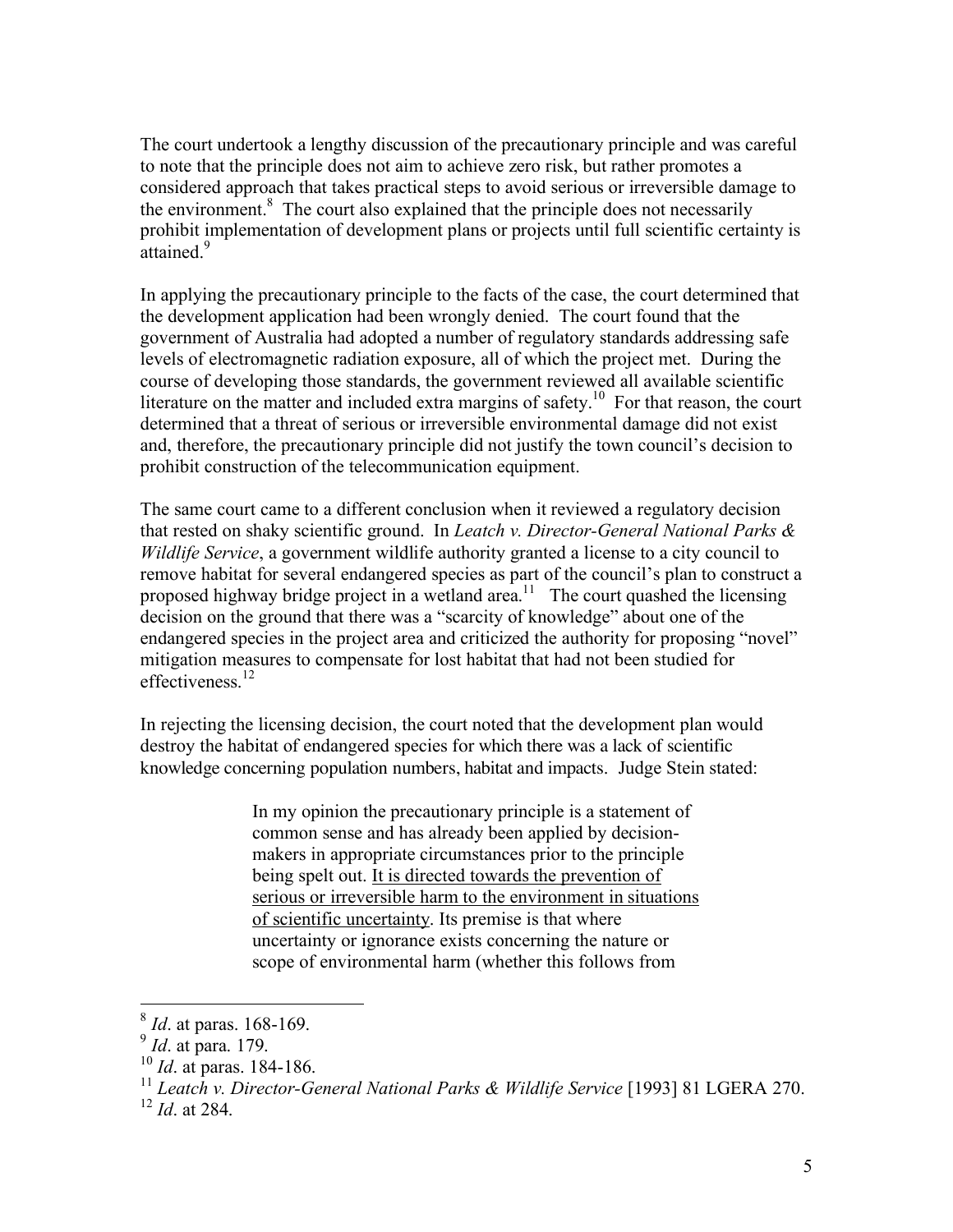The court undertook a lengthy discussion of the precautionary principle and was careful to note that the principle does not aim to achieve zero risk, but rather promotes a considered approach that takes practical steps to avoid serious or irreversible damage to the environment.[8] The court also explained that the principle does not necessarily prohibit implementation of development plans or projects until full scientific certainty is attained.[9]

In applying the precautionary principle to the facts of the case, the court determined that the development application had been wrongly denied. The court found that the government of Australia had adopted a number of regulatory standards addressing safe levels of electromagnetic radiation exposure, all of which the project met. During the course of developing those standards, the government reviewed all available scientific literature on the matter and included extra margins of safety.[10] For that reason, the court determined that a threat of serious or irreversible environmental damage did not exist and, therefore, the precautionary principle did not justify the town council's decision to prohibit construction of the telecommunication equipment.

The same court came to a different conclusion when it reviewed a regulatory decision that rested on shaky scientific ground. In *Leatch v. Director-General National Parks & Wildlife Service*, a government wildlife authority granted a license to a city council to remove habitat for several endangered species as part of the council's plan to construct a proposed highway bridge project in a wetland area.[11] The court quashed the licensing decision on the ground that there was a "scarcity of knowledge" about one of the endangered species in the project area and criticized the authority for proposing "novel" mitigation measures to compensate for lost habitat that had not been studied for effectiveness.[12]

In rejecting the licensing decision, the court noted that the development plan would destroy the habitat of endangered species for which there was a lack of scientific knowledge concerning population numbers, habitat and impacts. Judge Stein stated:

> In my opinion the precautionary principle is a statement of common sense and has already been applied by decision-makers in appropriate circumstances prior to the principle being spelt out. <u>It is directed towards the prevention of serious or irreversible harm to the environment in situations of scientific uncertainty</u>. Its premise is that where uncertainty or ignorance exists concerning the nature or scope of environmental harm (whether this follows from

---

[8] *Id*. at paras. 168-169.

[9] *Id*. at para. 179.

[10] *Id*. at paras. 184-186.

[11] *Leatch v. Director-General National Parks & Wildlife Service* [1993] 81 LGERA 270.

[12] *Id*. at 284.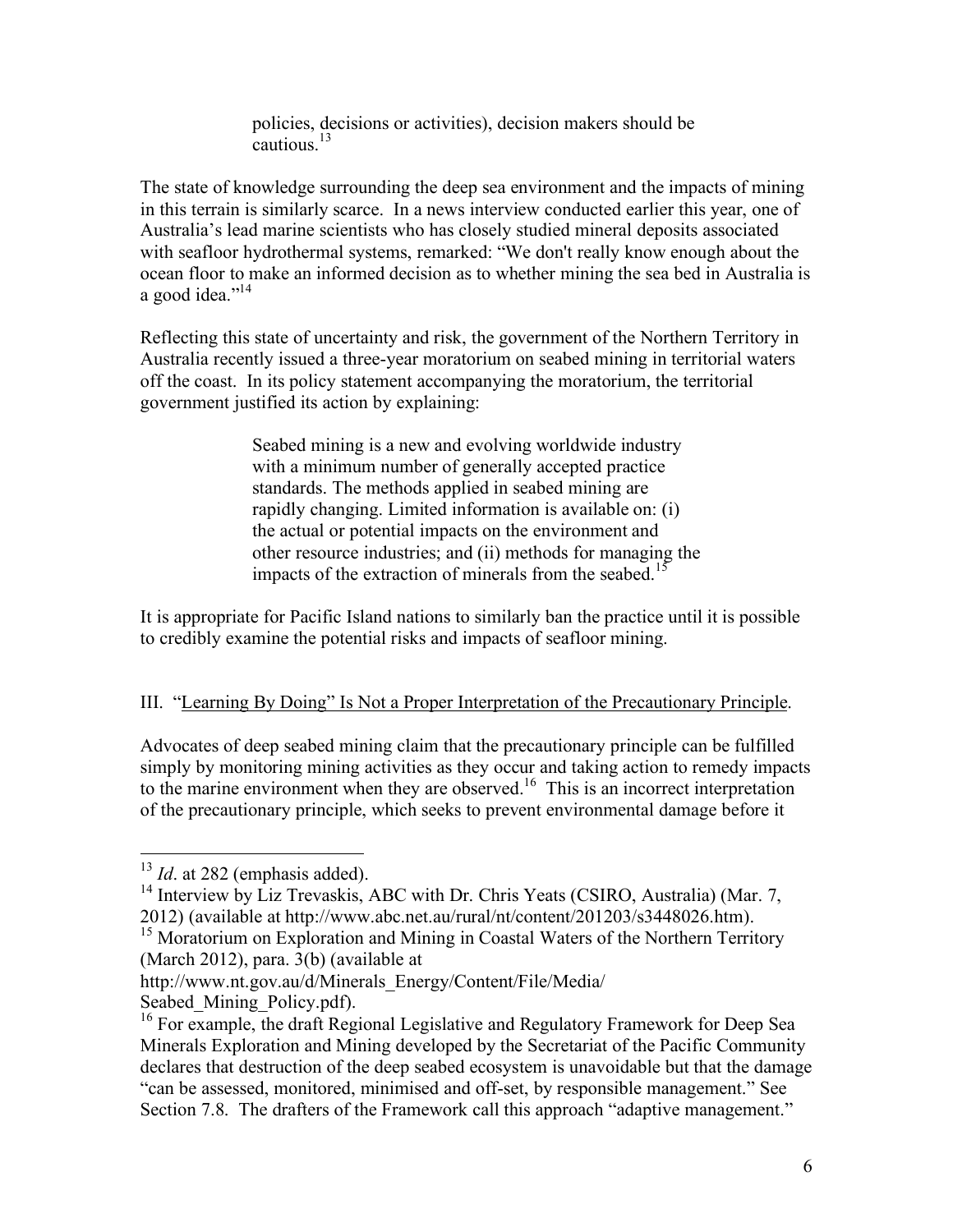> policies, decisions or activities), decision makers should be cautious.[13]

The state of knowledge surrounding the deep sea environment and the impacts of mining in this terrain is similarly scarce. In a news interview conducted earlier this year, one of Australia's lead marine scientists who has closely studied mineral deposits associated with seafloor hydrothermal systems, remarked: "We don't really know enough about the ocean floor to make an informed decision as to whether mining the sea bed in Australia is a good idea."[14]

Reflecting this state of uncertainty and risk, the government of the Northern Territory in Australia recently issued a three-year moratorium on seabed mining in territorial waters off the coast. In its policy statement accompanying the moratorium, the territorial government justified its action by explaining:

> Seabed mining is a new and evolving worldwide industry with a minimum number of generally accepted practice standards. The methods applied in seabed mining are rapidly changing. Limited information is available on: (i) the actual or potential impacts on the environment and other resource industries; and (ii) methods for managing the impacts of the extraction of minerals from the seabed.[15]

It is appropriate for Pacific Island nations to similarly ban the practice until it is possible to credibly examine the potential risks and impacts of seafloor mining.

## III. "<u>Learning By Doing" Is Not a Proper Interpretation of the Precautionary Principle</u>.

Advocates of deep seabed mining claim that the precautionary principle can be fulfilled simply by monitoring mining activities as they occur and taking action to remedy impacts to the marine environment when they are observed.[16] This is an incorrect interpretation of the precautionary principle, which seeks to prevent environmental damage before it

---

[13] *Id*. at 282 (emphasis added).

[14] Interview by Liz Trevaskis, ABC with Dr. Chris Yeats (CSIRO, Australia) (Mar. 7, 2012) (available at http://www.abc.net.au/rural/nt/content/201203/s3448026.htm).

[15] Moratorium on Exploration and Mining in Coastal Waters of the Northern Territory (March 2012), para. 3(b) (available at http://www.nt.gov.au/d/Minerals_Energy/Content/File/Media/Seabed_Mining_Policy.pdf).

[16] For example, the draft Regional Legislative and Regulatory Framework for Deep Sea Minerals Exploration and Mining developed by the Secretariat of the Pacific Community declares that destruction of the deep seabed ecosystem is unavoidable but that the damage "can be assessed, monitored, minimised and off-set, by responsible management." See Section 7.8. The drafters of the Framework call this approach "adaptive management."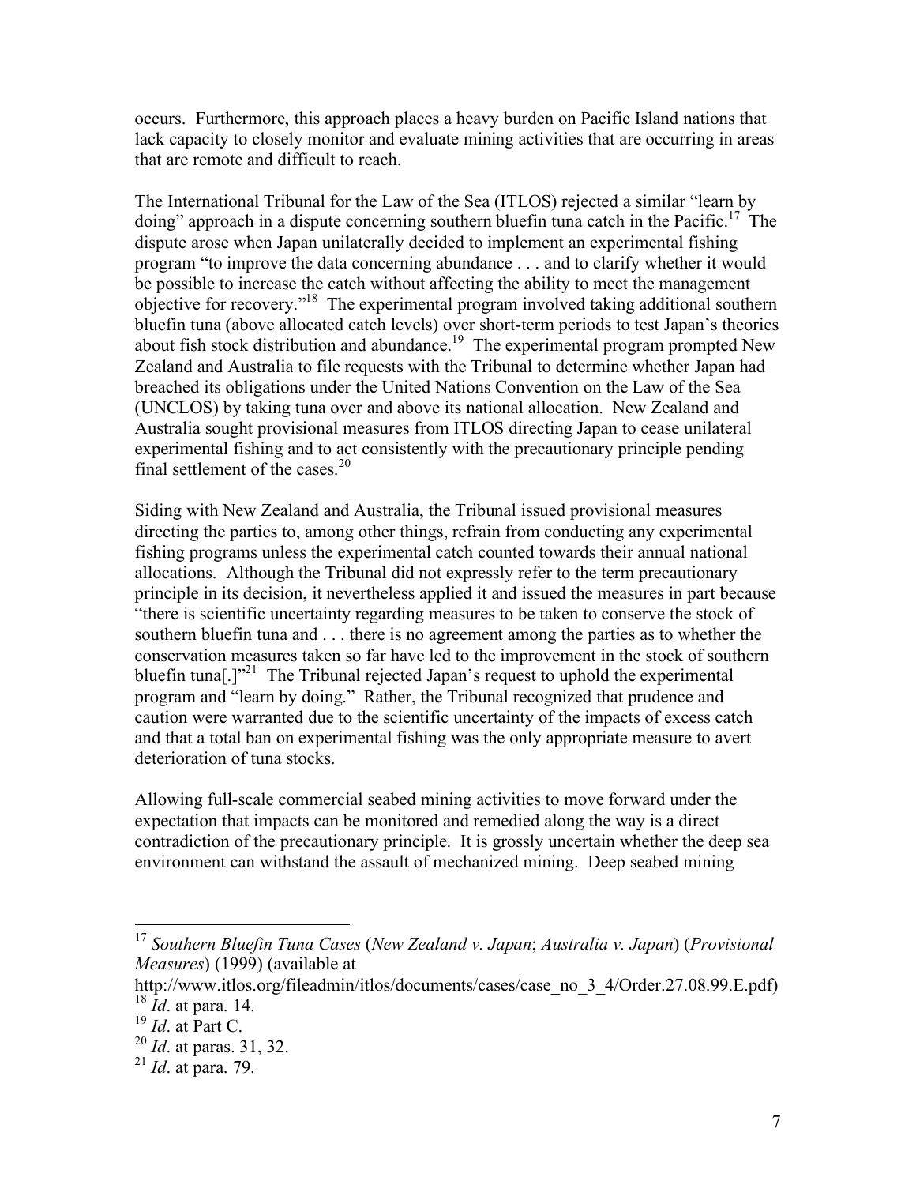occurs. Furthermore, this approach places a heavy burden on Pacific Island nations that lack capacity to closely monitor and evaluate mining activities that are occurring in areas that are remote and difficult to reach.

The International Tribunal for the Law of the Sea (ITLOS) rejected a similar "learn by doing" approach in a dispute concerning southern bluefin tuna catch in the Pacific.[17] The dispute arose when Japan unilaterally decided to implement an experimental fishing program "to improve the data concerning abundance . . . and to clarify whether it would be possible to increase the catch without affecting the ability to meet the management objective for recovery."[18] The experimental program involved taking additional southern bluefin tuna (above allocated catch levels) over short-term periods to test Japan's theories about fish stock distribution and abundance.[19] The experimental program prompted New Zealand and Australia to file requests with the Tribunal to determine whether Japan had breached its obligations under the United Nations Convention on the Law of the Sea (UNCLOS) by taking tuna over and above its national allocation. New Zealand and Australia sought provisional measures from ITLOS directing Japan to cease unilateral experimental fishing and to act consistently with the precautionary principle pending final settlement of the cases.[20]

Siding with New Zealand and Australia, the Tribunal issued provisional measures directing the parties to, among other things, refrain from conducting any experimental fishing programs unless the experimental catch counted towards their annual national allocations. Although the Tribunal did not expressly refer to the term precautionary principle in its decision, it nevertheless applied it and issued the measures in part because "there is scientific uncertainty regarding measures to be taken to conserve the stock of southern bluefin tuna and . . . there is no agreement among the parties as to whether the conservation measures taken so far have led to the improvement in the stock of southern bluefin tuna[.]"[21] The Tribunal rejected Japan's request to uphold the experimental program and "learn by doing." Rather, the Tribunal recognized that prudence and caution were warranted due to the scientific uncertainty of the impacts of excess catch and that a total ban on experimental fishing was the only appropriate measure to avert deterioration of tuna stocks.

Allowing full-scale commercial seabed mining activities to move forward under the expectation that impacts can be monitored and remedied along the way is a direct contradiction of the precautionary principle. It is grossly uncertain whether the deep sea environment can withstand the assault of mechanized mining. Deep seabed mining

---

[17] *Southern Bluefin Tuna Cases* (*New Zealand v. Japan*; *Australia v. Japan*) (*Provisional Measures*) (1999) (available at http://www.itlos.org/fileadmin/itlos/documents/cases/case_no_3_4/Order.27.08.99.E.pdf)

[18] *Id*. at para. 14.

[19] *Id*. at Part C.

[20] *Id*. at paras. 31, 32.

[21] *Id*. at para. 79.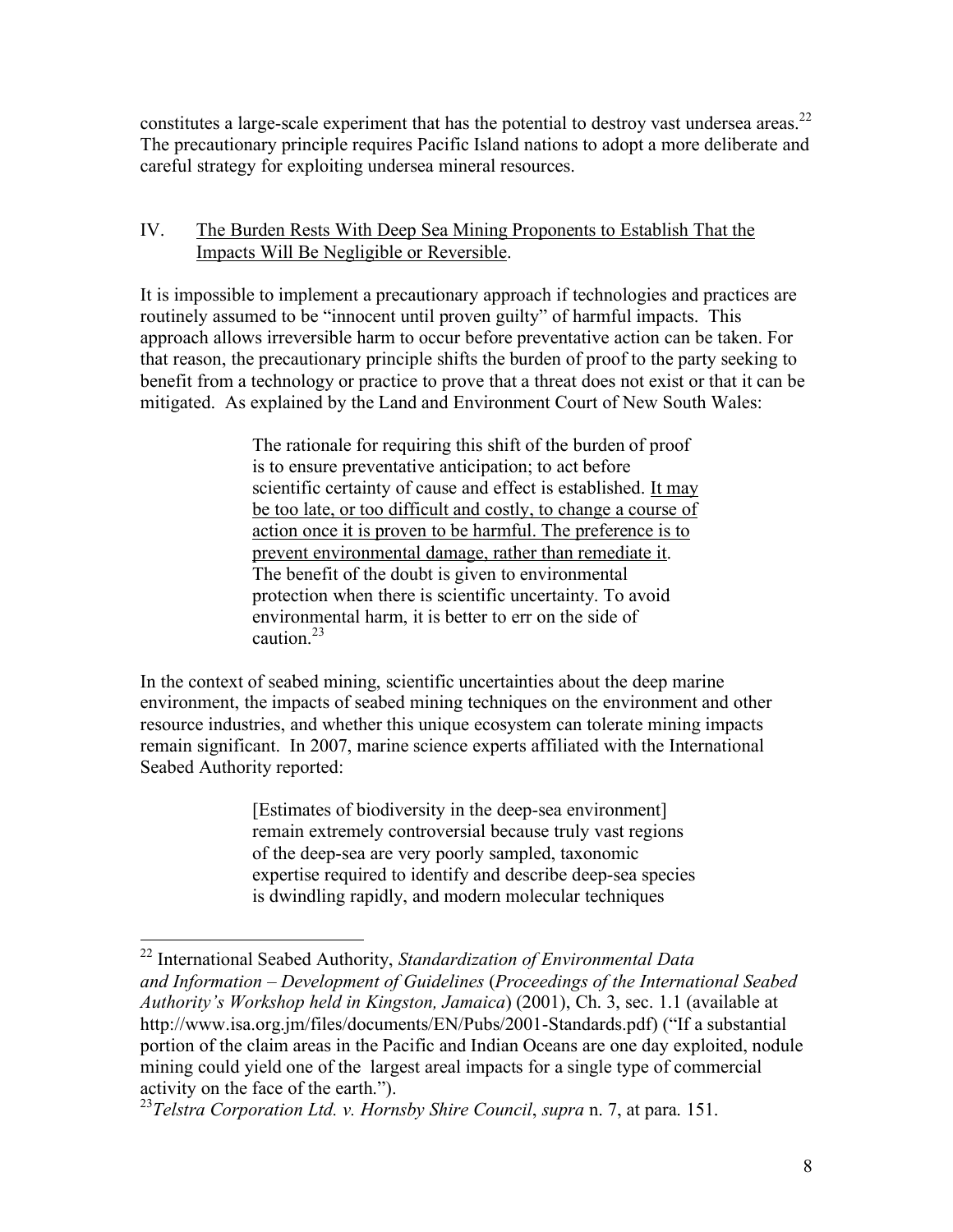constitutes a large-scale experiment that has the potential to destroy vast undersea areas.[22] The precautionary principle requires Pacific Island nations to adopt a more deliberate and careful strategy for exploiting undersea mineral resources.

## IV. <u>The Burden Rests With Deep Sea Mining Proponents to Establish That the Impacts Will Be Negligible or Reversible</u>.

It is impossible to implement a precautionary approach if technologies and practices are routinely assumed to be "innocent until proven guilty" of harmful impacts. This approach allows irreversible harm to occur before preventative action can be taken. For that reason, the precautionary principle shifts the burden of proof to the party seeking to benefit from a technology or practice to prove that a threat does not exist or that it can be mitigated. As explained by the Land and Environment Court of New South Wales:

> The rationale for requiring this shift of the burden of proof is to ensure preventative anticipation; to act before scientific certainty of cause and effect is established. <u>It may be too late, or too difficult and costly, to change a course of action once it is proven to be harmful. The preference is to prevent environmental damage, rather than remediate it</u>. The benefit of the doubt is given to environmental protection when there is scientific uncertainty. To avoid environmental harm, it is better to err on the side of caution.[23]

In the context of seabed mining, scientific uncertainties about the deep marine environment, the impacts of seabed mining techniques on the environment and other resource industries, and whether this unique ecosystem can tolerate mining impacts remain significant. In 2007, marine science experts affiliated with the International Seabed Authority reported:

> [Estimates of biodiversity in the deep-sea environment] remain extremely controversial because truly vast regions of the deep-sea are very poorly sampled, taxonomic expertise required to identify and describe deep-sea species is dwindling rapidly, and modern molecular techniques

---

[22] International Seabed Authority, *Standardization of Environmental Data and Information – Development of Guidelines* (*Proceedings of the International Seabed Authority's Workshop held in Kingston, Jamaica*) (2001), Ch. 3, sec. 1.1 (available at http://www.isa.org.jm/files/documents/EN/Pubs/2001-Standards.pdf) ("If a substantial portion of the claim areas in the Pacific and Indian Oceans are one day exploited, nodule mining could yield one of the largest areal impacts for a single type of commercial activity on the face of the earth.").

[23] *Telstra Corporation Ltd. v. Hornsby Shire Council*, *supra* n. 7, at para. 151.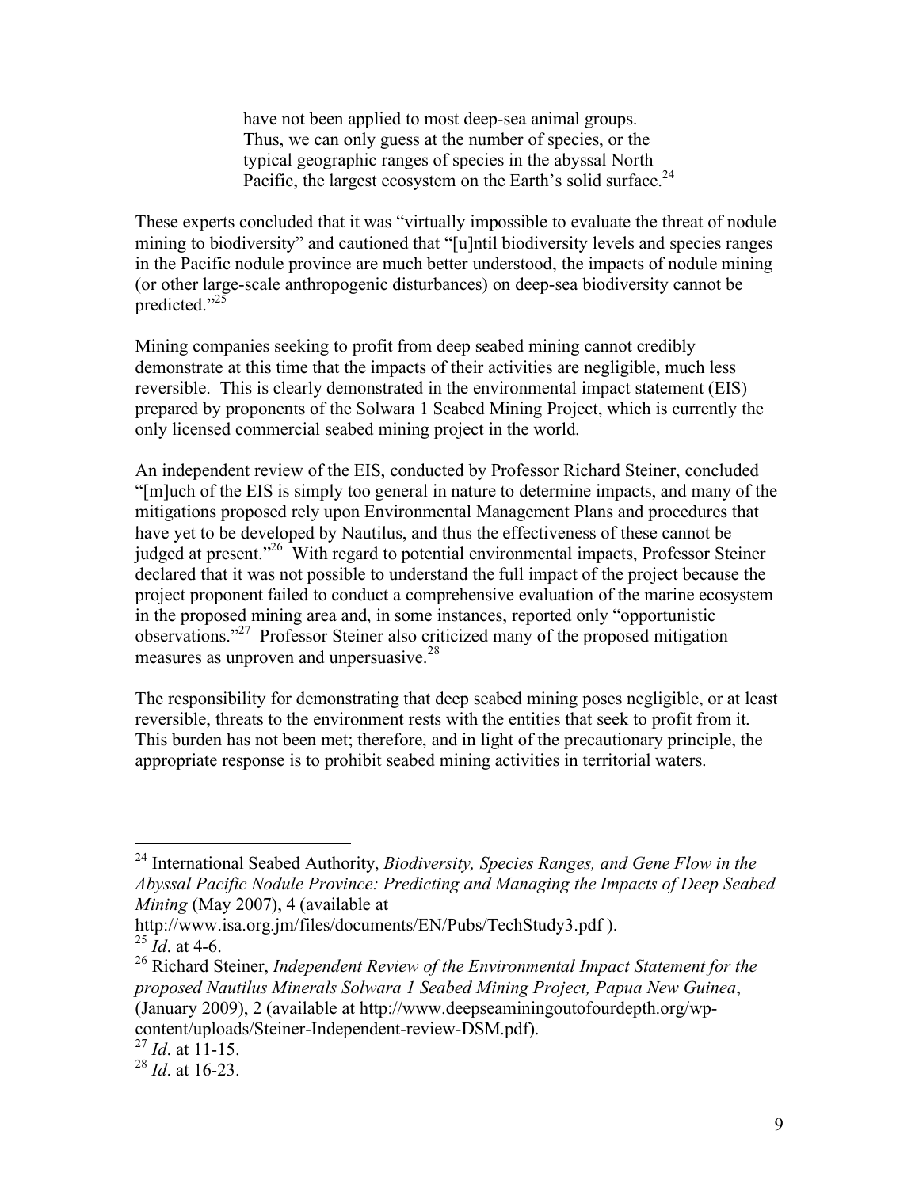> have not been applied to most deep-sea animal groups. Thus, we can only guess at the number of species, or the typical geographic ranges of species in the abyssal North Pacific, the largest ecosystem on the Earth's solid surface.[24]

These experts concluded that it was "virtually impossible to evaluate the threat of nodule mining to biodiversity" and cautioned that "[u]ntil biodiversity levels and species ranges in the Pacific nodule province are much better understood, the impacts of nodule mining (or other large-scale anthropogenic disturbances) on deep-sea biodiversity cannot be predicted."[25]

Mining companies seeking to profit from deep seabed mining cannot credibly demonstrate at this time that the impacts of their activities are negligible, much less reversible. This is clearly demonstrated in the environmental impact statement (EIS) prepared by proponents of the Solwara 1 Seabed Mining Project, which is currently the only licensed commercial seabed mining project in the world.

An independent review of the EIS, conducted by Professor Richard Steiner, concluded "[m]uch of the EIS is simply too general in nature to determine impacts, and many of the mitigations proposed rely upon Environmental Management Plans and procedures that have yet to be developed by Nautilus, and thus the effectiveness of these cannot be judged at present."[26] With regard to potential environmental impacts, Professor Steiner declared that it was not possible to understand the full impact of the project because the project proponent failed to conduct a comprehensive evaluation of the marine ecosystem in the proposed mining area and, in some instances, reported only "opportunistic observations."[27] Professor Steiner also criticized many of the proposed mitigation measures as unproven and unpersuasive.[28]

The responsibility for demonstrating that deep seabed mining poses negligible, or at least reversible, threats to the environment rests with the entities that seek to profit from it. This burden has not been met; therefore, and in light of the precautionary principle, the appropriate response is to prohibit seabed mining activities in territorial waters.

---

[24] International Seabed Authority, *Biodiversity, Species Ranges, and Gene Flow in the Abyssal Pacific Nodule Province: Predicting and Managing the Impacts of Deep Seabed Mining* (May 2007), 4 (available at http://www.isa.org.jm/files/documents/EN/Pubs/TechStudy3.pdf ).

[25] *Id*. at 4-6.

[26] Richard Steiner, *Independent Review of the Environmental Impact Statement for the proposed Nautilus Minerals Solwara 1 Seabed Mining Project, Papua New Guinea*, (January 2009), 2 (available at http://www.deepseaminingoutofourdepth.org/wp-content/uploads/Steiner-Independent-review-DSM.pdf).

[27] *Id*. at 11-15.

[28] *Id*. at 16-23.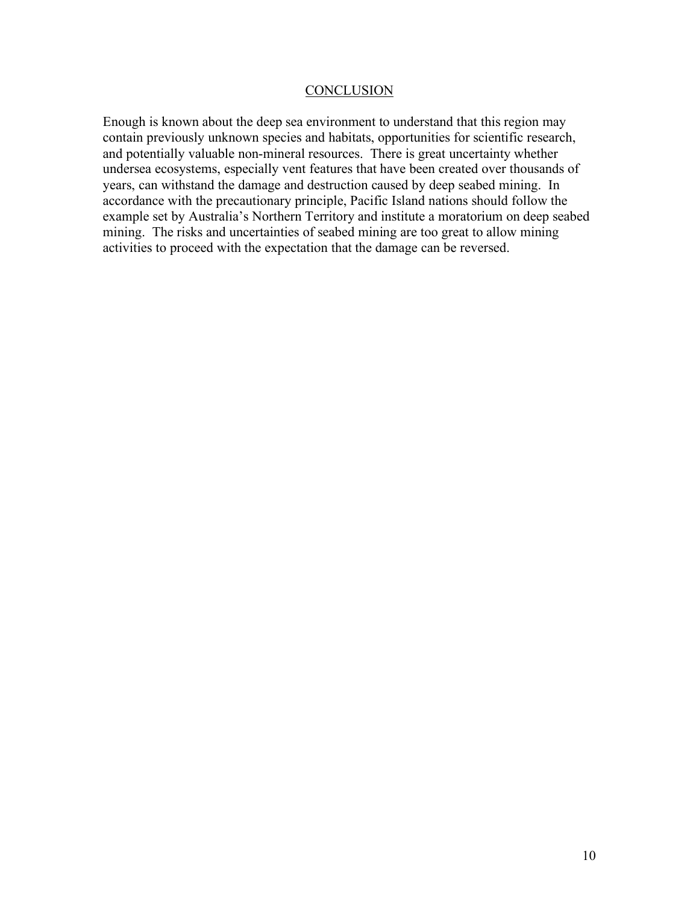## CONCLUSION

Enough is known about the deep sea environment to understand that this region may contain previously unknown species and habitats, opportunities for scientific research, and potentially valuable non-mineral resources. There is great uncertainty whether undersea ecosystems, especially vent features that have been created over thousands of years, can withstand the damage and destruction caused by deep seabed mining. In accordance with the precautionary principle, Pacific Island nations should follow the example set by Australia's Northern Territory and institute a moratorium on deep seabed mining. The risks and uncertainties of seabed mining are too great to allow mining activities to proceed with the expectation that the damage can be reversed.